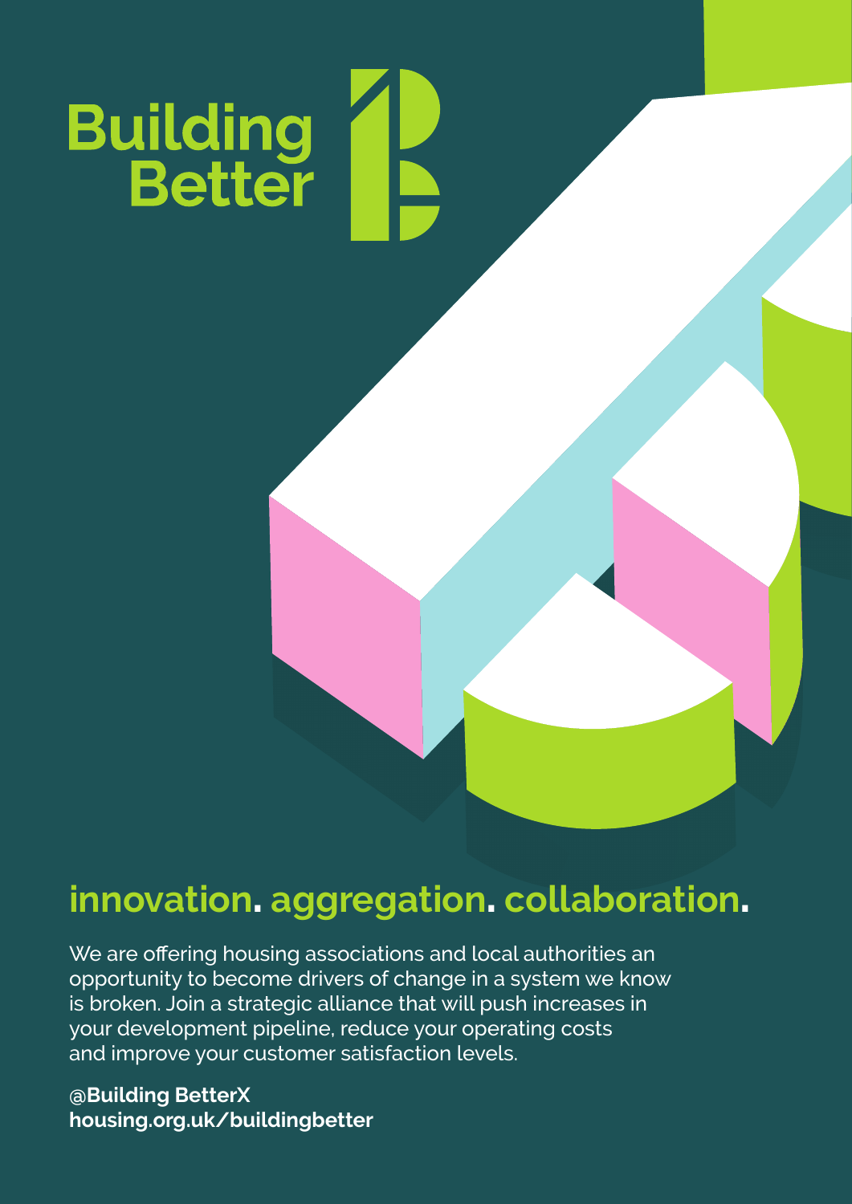# Building Better

## innovation. aggregation. collaboration.

We are offering housing associations and local authorities an opportunity to become drivers of change in a system we know is broken. Join a strategic alliance that will push increases in your development pipeline, reduce your operating costs and improve your customer satisfaction levels.

**@Building BetterX**
**housing.org.uk/buildingbetter**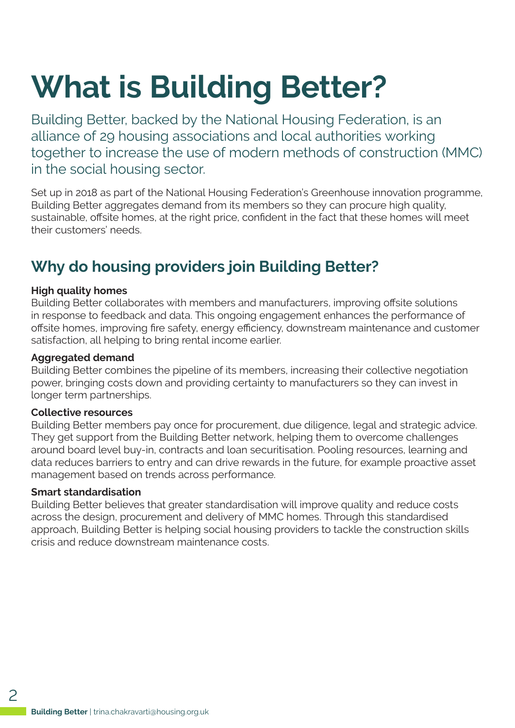# What is Building Better?

Building Better, backed by the National Housing Federation, is an alliance of 29 housing associations and local authorities working together to increase the use of modern methods of construction (MMC) in the social housing sector.

Set up in 2018 as part of the National Housing Federation's Greenhouse innovation programme, Building Better aggregates demand from its members so they can procure high quality, sustainable, offsite homes, at the right price, confident in the fact that these homes will meet their customers' needs.

## Why do housing providers join Building Better?

**High quality homes**
Building Better collaborates with members and manufacturers, improving offsite solutions in response to feedback and data. This ongoing engagement enhances the performance of offsite homes, improving fire safety, energy efficiency, downstream maintenance and customer satisfaction, all helping to bring rental income earlier.

**Aggregated demand**
Building Better combines the pipeline of its members, increasing their collective negotiation power, bringing costs down and providing certainty to manufacturers so they can invest in longer term partnerships.

**Collective resources**
Building Better members pay once for procurement, due diligence, legal and strategic advice. They get support from the Building Better network, helping them to overcome challenges around board level buy-in, contracts and loan securitisation. Pooling resources, learning and data reduces barriers to entry and can drive rewards in the future, for example proactive asset management based on trends across performance.

**Smart standardisation**
Building Better believes that greater standardisation will improve quality and reduce costs across the design, procurement and delivery of MMC homes. Through this standardised approach, Building Better is helping social housing providers to tackle the construction skills crisis and reduce downstream maintenance costs.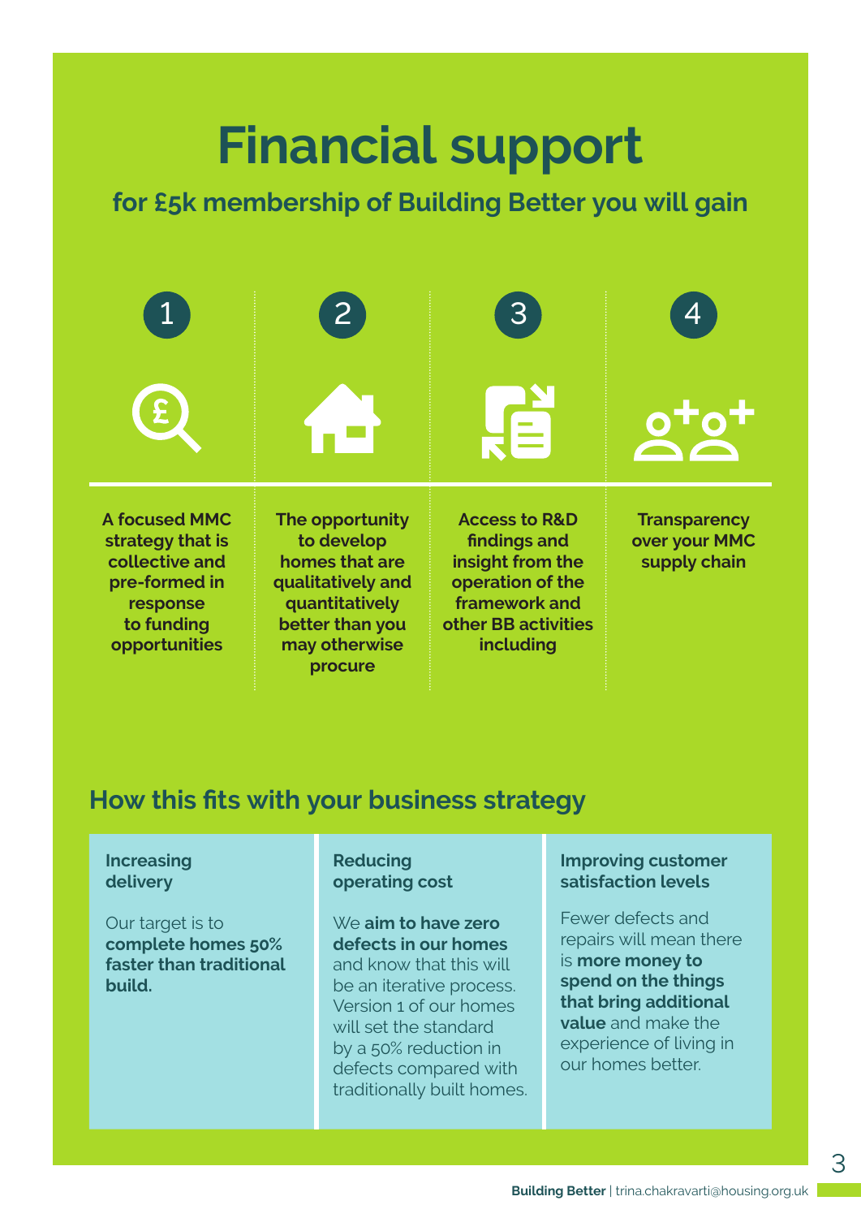# Financial support

**for £5k membership of Building Better you will gain**

1. **A focused MMC strategy that is collective and pre-formed in response to funding opportunities**
2. **The opportunity to develop homes that are qualitatively and quantitatively better than you may otherwise procure**
3. **Access to R&D findings and insight from the operation of the framework and other BB activities including**
4. **Transparency over your MMC supply chain**

## How this fits with your business strategy

### Increasing delivery

Our target is to **complete homes 50% faster than traditional build.**

### Reducing operating cost

We **aim to have zero defects in our homes** and know that this will be an iterative process. Version 1 of our homes will set the standard by a 50% reduction in defects compared with traditionally built homes.

### Improving customer satisfaction levels

Fewer defects and repairs will mean there is **more money to spend on the things that bring additional value** and make the experience of living in our homes better.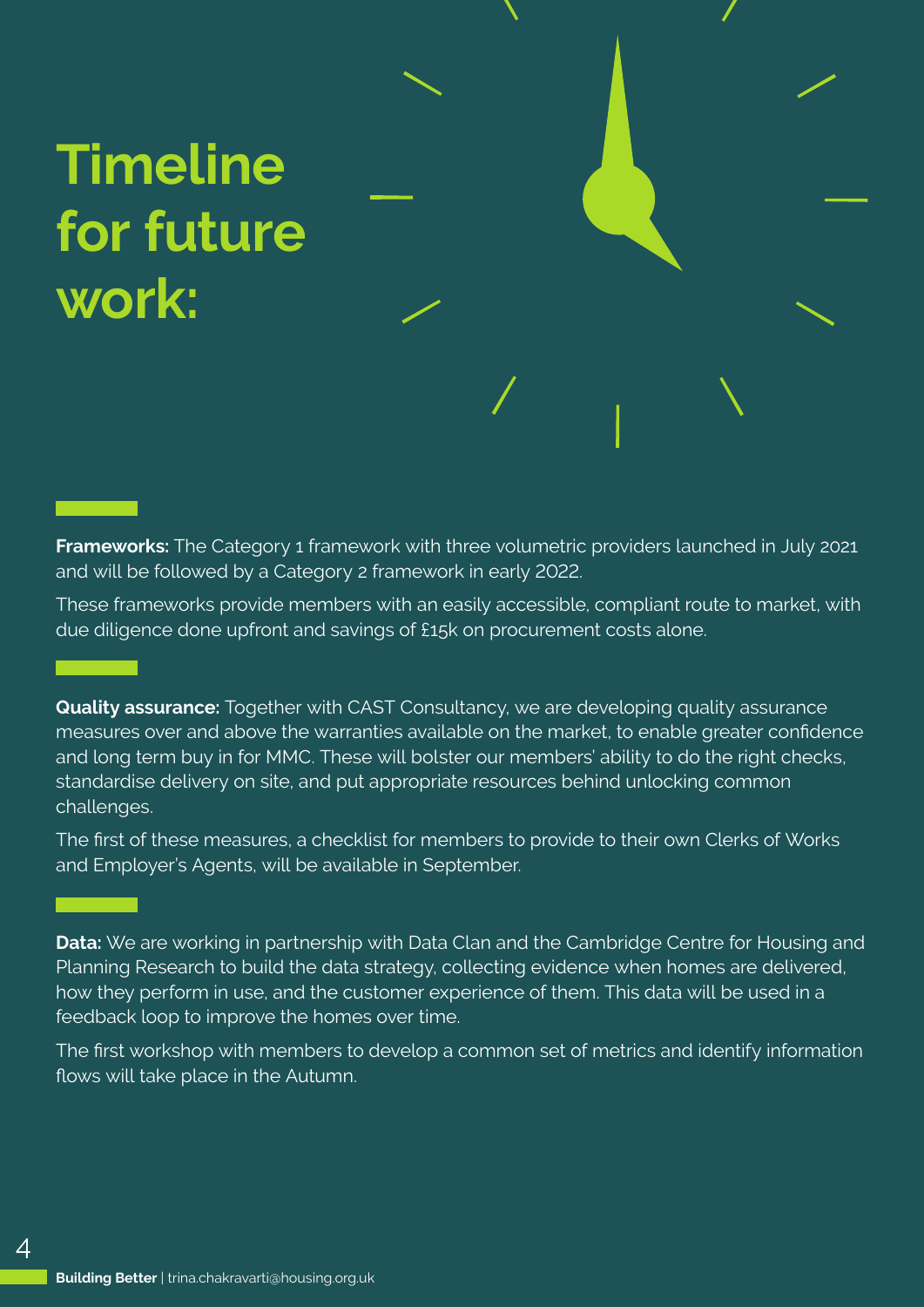# Timeline for future work:

**Frameworks:** The Category 1 framework with three volumetric providers launched in July 2021 and will be followed by a Category 2 framework in early 2022.

These frameworks provide members with an easily accessible, compliant route to market, with due diligence done upfront and savings of £15k on procurement costs alone.

**Quality assurance:** Together with CAST Consultancy, we are developing quality assurance measures over and above the warranties available on the market, to enable greater confidence and long term buy in for MMC. These will bolster our members' ability to do the right checks, standardise delivery on site, and put appropriate resources behind unlocking common challenges.

The first of these measures, a checklist for members to provide to their own Clerks of Works and Employer's Agents, will be available in September.

**Data:** We are working in partnership with Data Clan and the Cambridge Centre for Housing and Planning Research to build the data strategy, collecting evidence when homes are delivered, how they perform in use, and the customer experience of them. This data will be used in a feedback loop to improve the homes over time.

The first workshop with members to develop a common set of metrics and identify information flows will take place in the Autumn.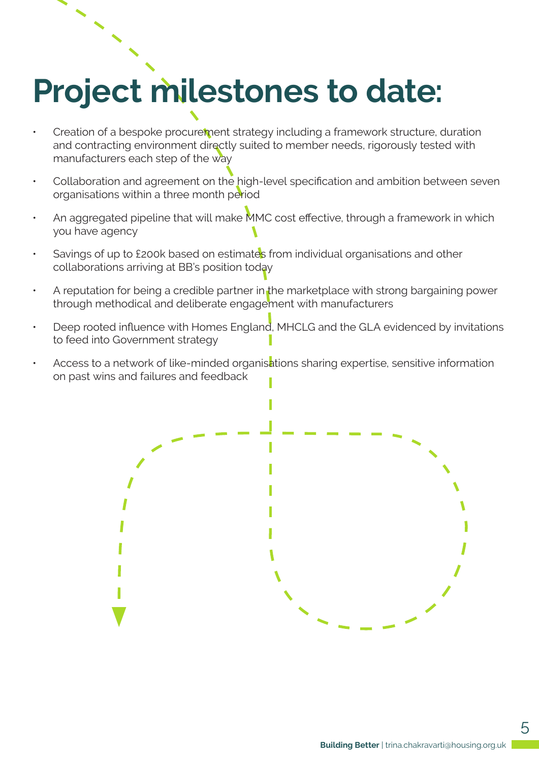# Project milestones to date:

- Creation of a bespoke procurement strategy including a framework structure, duration and contracting environment directly suited to member needs, rigorously tested with manufacturers each step of the way
- Collaboration and agreement on the high-level specification and ambition between seven organisations within a three month period
- An aggregated pipeline that will make MMC cost effective, through a framework in which you have agency
- Savings of up to £200k based on estimates from individual organisations and other collaborations arriving at BB's position today
- A reputation for being a credible partner in the marketplace with strong bargaining power through methodical and deliberate engagement with manufacturers
- Deep rooted influence with Homes England, MHCLG and the GLA evidenced by invitations to feed into Government strategy
- Access to a network of like-minded organisations sharing expertise, sensitive information on past wins and failures and feedback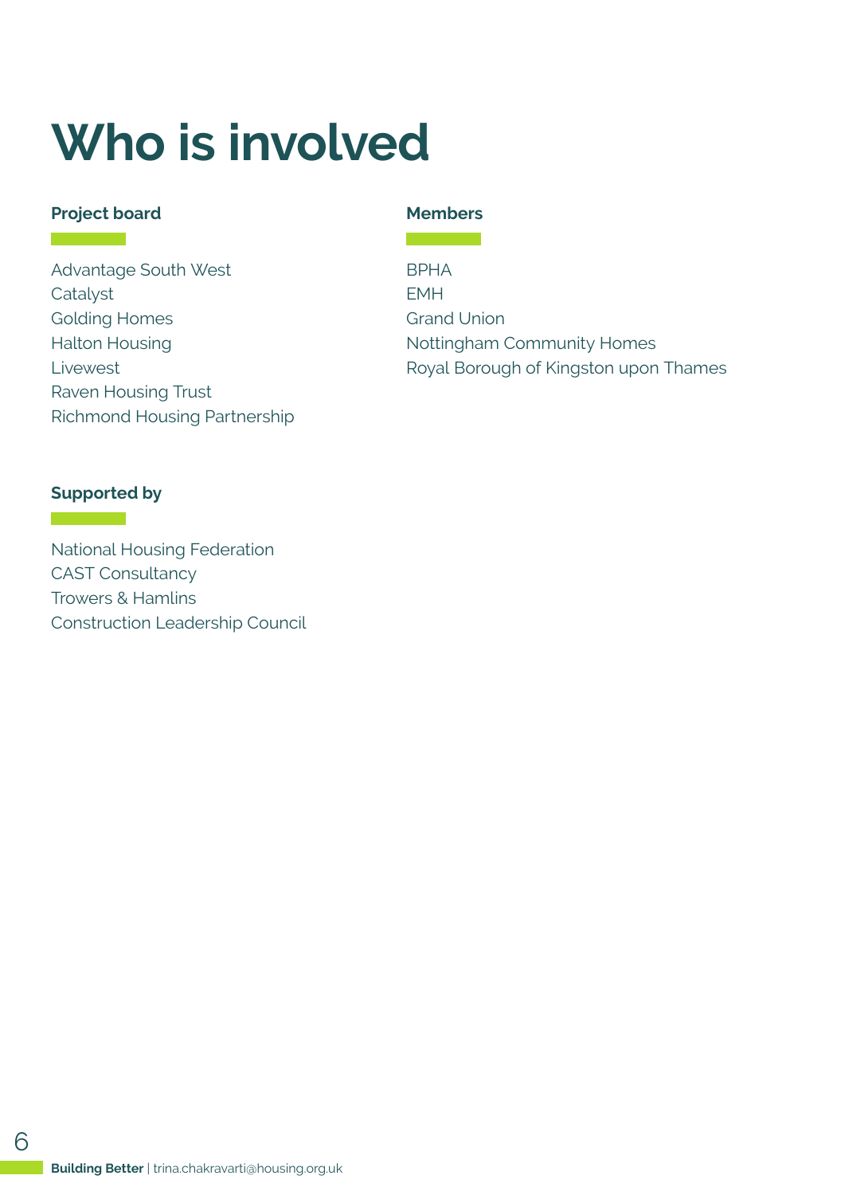# Who is involved

### Project board

Advantage South West
Catalyst
Golding Homes
Halton Housing
Livewest
Raven Housing Trust
Richmond Housing Partnership

### Members

BPHA
EMH
Grand Union
Nottingham Community Homes
Royal Borough of Kingston upon Thames

### Supported by

National Housing Federation
CAST Consultancy
Towers & Hamlins
Construction Leadership Council